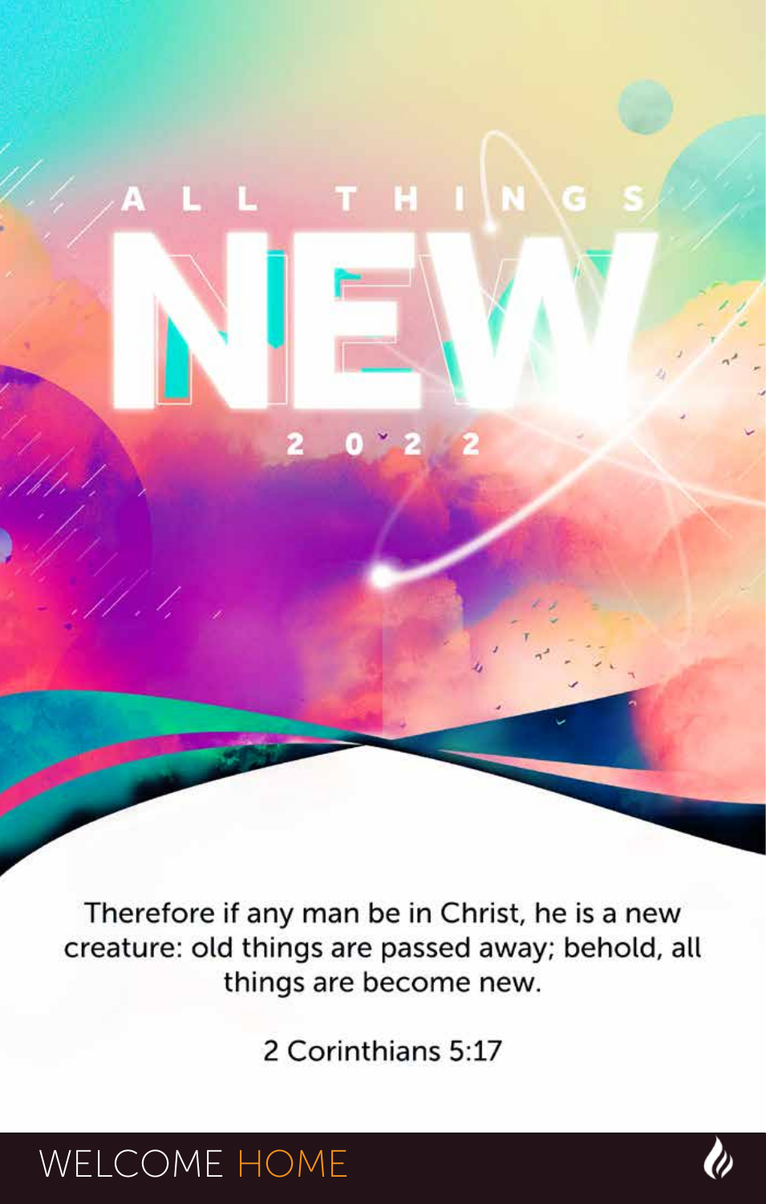# ALL THINGS NEW

## 2022

Therefore if any man be in Christ, he is a new creature: old things are passed away; behold, all things are become new.

2 Corinthians 5:17

WELCOME HOME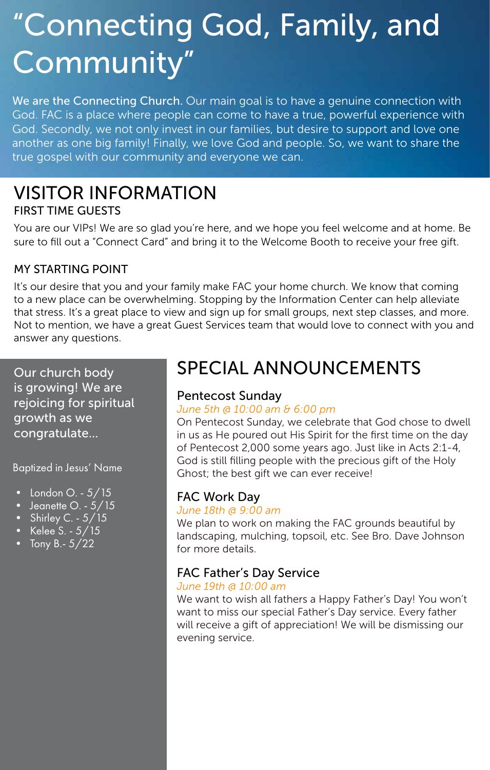# "Connecting God, Family, and Community"

**We are the Connecting Church.** Our main goal is to have a genuine connection with God. FAC is a place where people can come to have a true, powerful experience with God. Secondly, we not only invest in our families, but desire to support and love one another as one big family! Finally, we love God and people. So, we want to share the true gospel with our community and everyone we can.

## VISITOR INFORMATION

### FIRST TIME GUESTS

You are our VIPs! We are so glad you're here, and we hope you feel welcome and at home. Be sure to fill out a "Connect Card" and bring it to the Welcome Booth to receive your free gift.

### MY STARTING POINT

It's our desire that you and your family make FAC your home church. We know that coming to a new place can be overwhelming. Stopping by the Information Center can help alleviate that stress. It's a great place to view and sign up for small groups, next step classes, and more. Not to mention, we have a great Guest Services team that would love to connect with you and answer any questions.

Our church body is growing! We are rejoicing for spiritual growth as we congratulate...

Baptized in Jesus' Name

- London O. - 5/15
- Jeanette O. - 5/15
- Shirley C. - 5/15
- Kelee S. - 5/15
- Tony B.- 5/22

## SPECIAL ANNOUNCEMENTS

### Pentecost Sunday

*June 5th @ 10:00 am & 6:00 pm*

On Pentecost Sunday, we celebrate that God chose to dwell in us as He poured out His Spirit for the first time on the day of Pentecost 2,000 some years ago. Just like in Acts 2:1-4, God is still filling people with the precious gift of the Holy Ghost; the best gift we can ever receive!

### FAC Work Day

*June 18th @ 9:00 am*

We plan to work on making the FAC grounds beautiful by landscaping, mulching, topsoil, etc. See Bro. Dave Johnson for more details.

### FAC Father's Day Service

*June 19th @ 10:00 am*

We want to wish all fathers a Happy Father's Day! You won't want to miss our special Father's Day service. Every father will receive a gift of appreciation! We will be dismissing our evening service.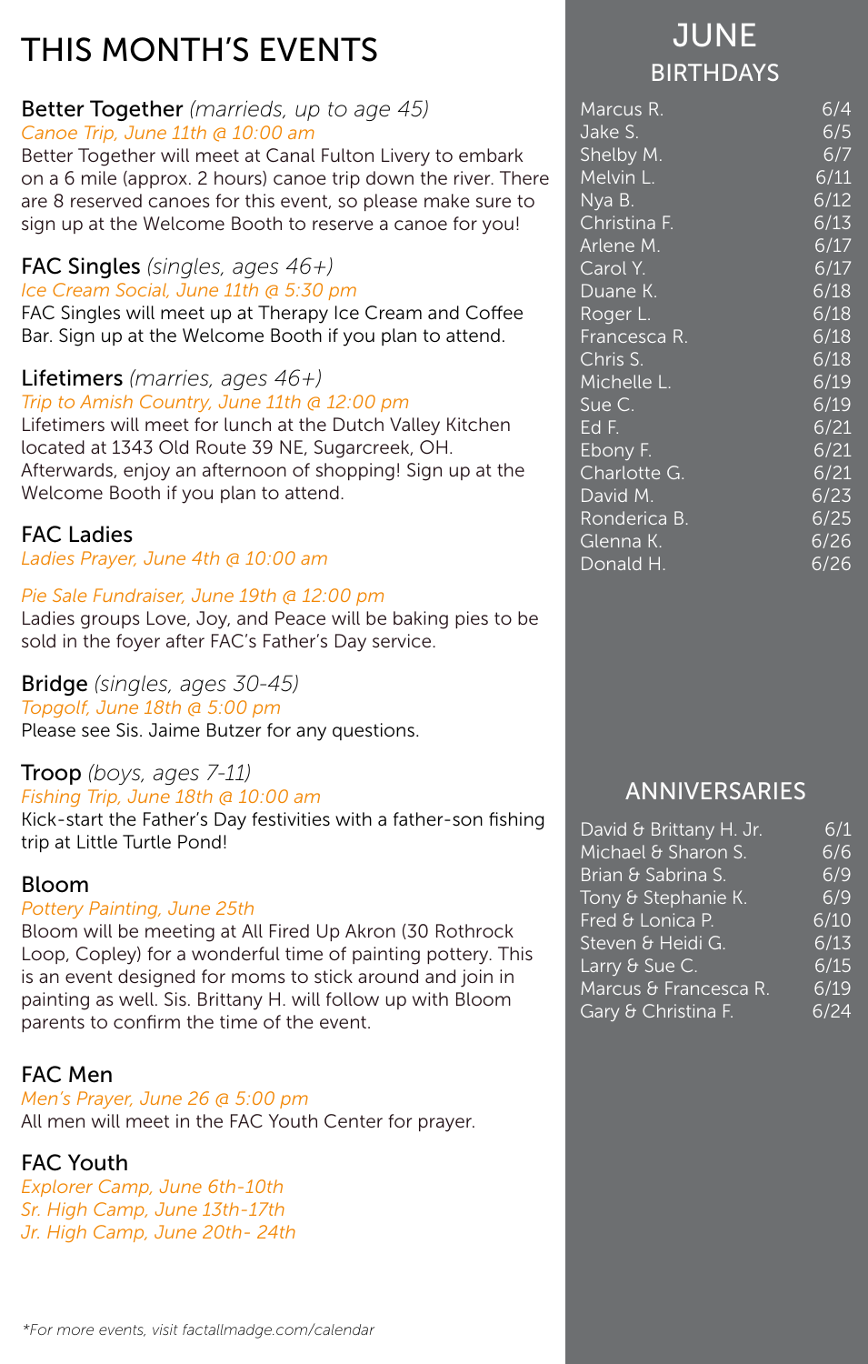# THIS MONTH'S EVENTS

## Better Together *(marrieds, up to age 45)*

*Canoe Trip, June 11th @ 10:00 am*

Better Together will meet at Canal Fulton Livery to embark on a 6 mile (approx. 2 hours) canoe trip down the river. There are 8 reserved canoes for this event, so please make sure to sign up at the Welcome Booth to reserve a canoe for you!

## FAC Singles *(singles, ages 46+)*

*Ice Cream Social, June 11th @ 5:30 pm*

FAC Singles will meet up at Therapy Ice Cream and Coffee Bar. Sign up at the Welcome Booth if you plan to attend.

## Lifetimers *(marries, ages 46+)*

*Trip to Amish Country, June 11th @ 12:00 pm*

Lifetimers will meet for lunch at the Dutch Valley Kitchen located at 1343 Old Route 39 NE, Sugarcreek, OH. Afterwards, enjoy an afternoon of shopping! Sign up at the Welcome Booth if you plan to attend.

## FAC Ladies

*Ladies Prayer, June 4th @ 10:00 am*

*Pie Sale Fundraiser, June 19th @ 12:00 pm*

Ladies groups Love, Joy, and Peace will be baking pies to be sold in the foyer after FAC's Father's Day service.

## Bridge *(singles, ages 30-45)*

*Topgolf, June 18th @ 5:00 pm*

Please see Sis. Jaime Butzer for any questions.

## Troop *(boys, ages 7-11)*

*Fishing Trip, June 18th @ 10:00 am*

Kick-start the Father's Day festivities with a father-son fishing trip at Little Turtle Pond!

## Bloom

*Pottery Painting, June 25th*

Bloom will be meeting at All Fired Up Akron (30 Rothrock Loop, Copley) for a wonderful time of painting pottery. This is an event designed for moms to stick around and join in painting as well. Sis. Brittany H. will follow up with Bloom parents to confirm the time of the event.

## FAC Men

*Men's Prayer, June 26 @ 5:00 pm*

All men will meet in the FAC Youth Center for prayer.

## FAC Youth

*Explorer Camp, June 6th-10th*
*Sr. High Camp, June 13th-17th*
*Jr. High Camp, June 20th- 24th*

*For more events, visit factallmadge.com/calendar

# JUNE

## BIRTHDAYS

| Name | Date |
|---|---|
| Marcus R. | 6/4 |
| Jake S. | 6/5 |
| Shelby M. | 6/7 |
| Melvin L. | 6/11 |
| Nya B. | 6/12 |
| Christina F. | 6/13 |
| Arlene M. | 6/17 |
| Carol Y. | 6/17 |
| Duane K. | 6/18 |
| Roger L. | 6/18 |
| Francesca R. | 6/18 |
| Chris S. | 6/18 |
| Michelle L. | 6/19 |
| Sue C. | 6/19 |
| Ed F. | 6/21 |
| Ebony F. | 6/21 |
| Charlotte G. | 6/21 |
| David M. | 6/23 |
| Ronderica B. | 6/25 |
| Glenna K. | 6/26 |
| Donald H. | 6/26 |

## ANNIVERSARIES

| Names | Date |
|---|---|
| David & Brittany H. Jr. | 6/1 |
| Michael & Sharon S. | 6/6 |
| Brian & Sabrina S. | 6/9 |
| Tony & Stephanie K. | 6/9 |
| Fred & Lonica P. | 6/10 |
| Steven & Heidi G. | 6/13 |
| Larry & Sue C. | 6/15 |
| Marcus & Francesca R. | 6/19 |
| Gary & Christina F. | 6/24 |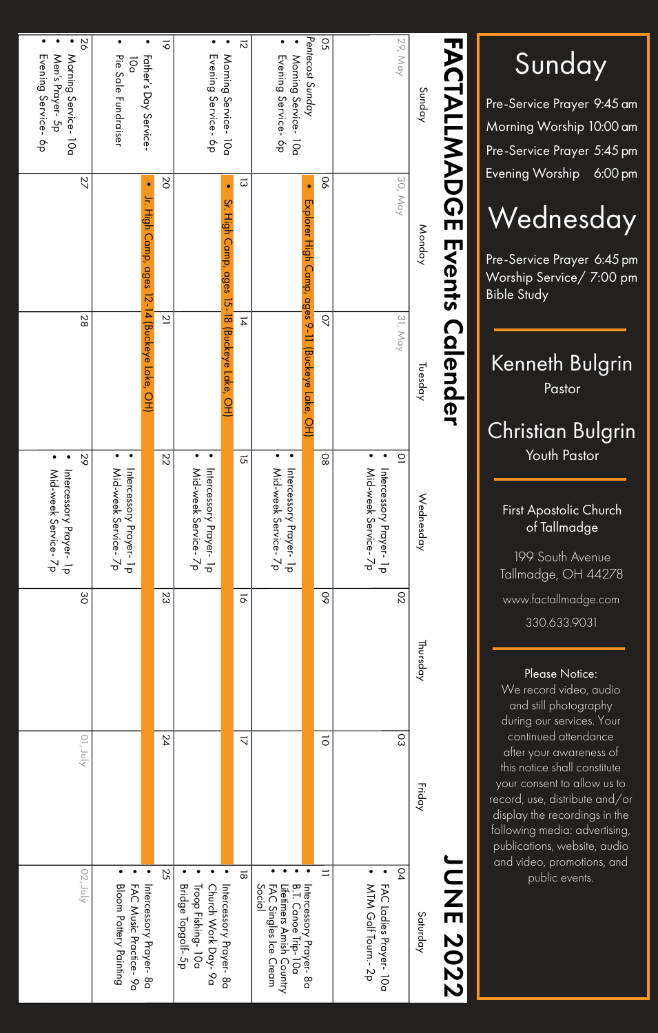# FACTALLMADGE Events Calendar

## JUNE 2022

| Sunday | Monday | Tuesday | Wednesday | Thursday | Friday | Saturday |
|---|---|---|---|---|---|---|
| 29, May | 30, May | 31, May | 01 • Intercessory Prayer- 1p • Mid-week Service- 7p | 02 | 03 | 04 • FAC Ladies Prayer- 10a • MTM Golf Tourn.- 2p |
| 05 Pentecost Sunday • Morning Service- 10a • Evening Service- 6p | 06 • Explorer High Camp, ages 9-11 (Buckeye Lake, OH) | 07 | 08 • Intercessory Prayer- 1p • Mid-week Service- 7p | 09 | 10 | 11 • Intercessory Prayer- 8a • B.T. Canoe Trip- 10a • Lifetimers Amish Country • FAC Singles Ice Cream Social |
| 12 • Morning Service- 10a • Evening Service- 6p | 13 • Sr. High Camp, ages 15-18 (Buckeye Lake, OH) | 14 | 15 • Intercessory Prayer- 1p • Mid-week Service- 7p | 16 | 17 | 18 • Intercessory Prayer- 8a • Church Work Day- 9a • Troop Fishing- 10a • Bridge Topgolf- 5p |
| 19 • Father's Day Service- 10a • Pie Sale Fundraiser | 20 • Jr. High Camp, ages 12-14 (Buckeye Lake, OH) | 21 | 22 • Intercessory Prayer- 1p • Mid-week Service- 7p | 23 | 24 | 25 • Intercessory Prayer- 8a • FAC Music Practice- 9a • Bloom Pottery Painting |
| 26 • Morning Service- 10a • Men's Prayer- 5p • Evening Service- 6p | 27 | 28 | 29 • Intercessory Prayer- 1p • Mid-week Service- 7p | 30 | 01, July | 02, July |

# Sunday

Pre-Service Prayer 9:45 am
Morning Worship 10:00 am
Pre-Service Prayer 5:45 pm
Evening Worship 6:00 pm

# Wednesday

Pre-Service Prayer 6:45 pm
Worship Service/ 7:00 pm
Bible Study

## Kenneth Bulgrin
Pastor

## Christian Bulgrin
Youth Pastor

First Apostolic Church of Tallmadge

199 South Avenue
Tallmadge, OH 44278

www.factallmadge.com

330.633.9031

Please Notice:
We record video, audio and still photography during our services. Your continued attendance after your awareness of this notice shall constitute your consent to allow us to record, use, distribute and/or display the recordings in the following media: advertising, publications, website, audio and video, promotions, and public events.